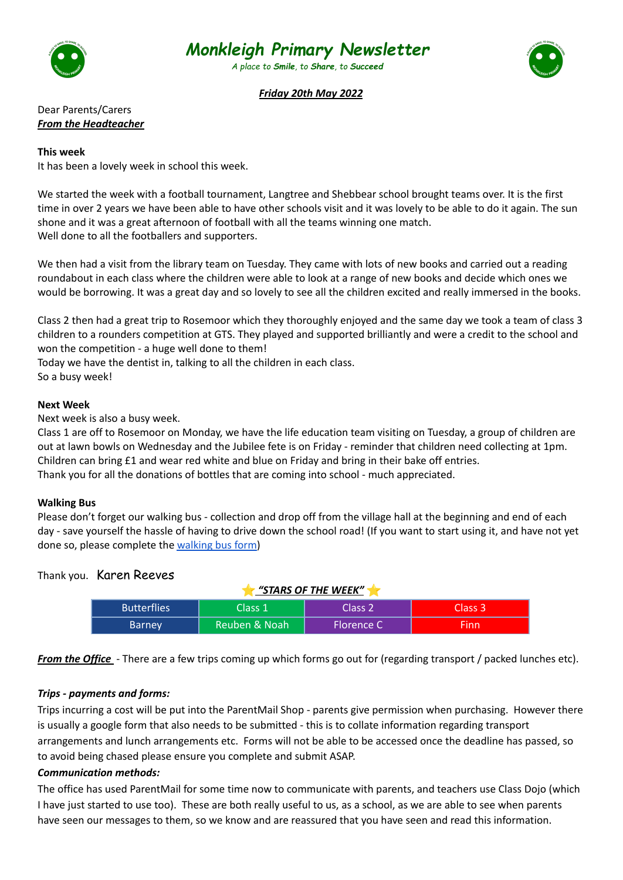# *Monkleigh Primary Newsletter*

*A place to **Smile**, to **Share**, to **Succeed***

***Friday 20th May 2022***

Dear Parents/Carers

***From the Headteacher***

**This week**

It has been a lovely week in school this week.

We started the week with a football tournament, Langtree and Shebbear school brought teams over. It is the first time in over 2 years we have been able to have other schools visit and it was lovely to be able to do it again. The sun shone and it was a great afternoon of football with all the teams winning one match.
Well done to all the footballers and supporters.

We then had a visit from the library team on Tuesday. They came with lots of new books and carried out a reading roundabout in each class where the children were able to look at a range of new books and decide which ones we would be borrowing. It was a great day and so lovely to see all the children excited and really immersed in the books.

Class 2 then had a great trip to Rosemoor which they thoroughly enjoyed and the same day we took a team of class 3 children to a rounders competition at GTS. They played and supported brilliantly and were a credit to the school and won the competition - a huge well done to them!
Today we have the dentist in, talking to all the children in each class.
So a busy week!

**Next Week**

Next week is also a busy week.
Class 1 are off to Rosemoor on Monday, we have the life education team visiting on Tuesday, a group of children are out at lawn bowls on Wednesday and the Jubilee fete is on Friday - reminder that children need collecting at 1pm. Children can bring £1 and wear red white and blue on Friday and bring in their bake off entries.
Thank you for all the donations of bottles that are coming into school - much appreciated.

**Walking Bus**

Please don't forget our walking bus - collection and drop off from the village hall at the beginning and end of each day - save yourself the hassle of having to drive down the school road! (If you want to start using it, and have not yet done so, please complete the walking bus form)

Thank you. Karen Reeves

⭐ ***"STARS OF THE WEEK"*** ⭐

| Butterflies | Class 1 | Class 2 | Class 3 |
|---|---|---|---|
| Barney | Reuben & Noah | Florence C | Finn |

***From the Office*** - There are a few trips coming up which forms go out for (regarding transport / packed lunches etc).

***Trips - payments and forms:***

Trips incurring a cost will be put into the ParentMail Shop - parents give permission when purchasing. However there is usually a google form that also needs to be submitted - this is to collate information regarding transport arrangements and lunch arrangements etc. Forms will not be able to be accessed once the deadline has passed, so to avoid being chased please ensure you complete and submit ASAP.

***Communication methods:***

The office has used ParentMail for some time now to communicate with parents, and teachers use Class Dojo (which I have just started to use too). These are both really useful to us, as a school, as we are able to see when parents have seen our messages to them, so we know and are reassured that you have seen and read this information.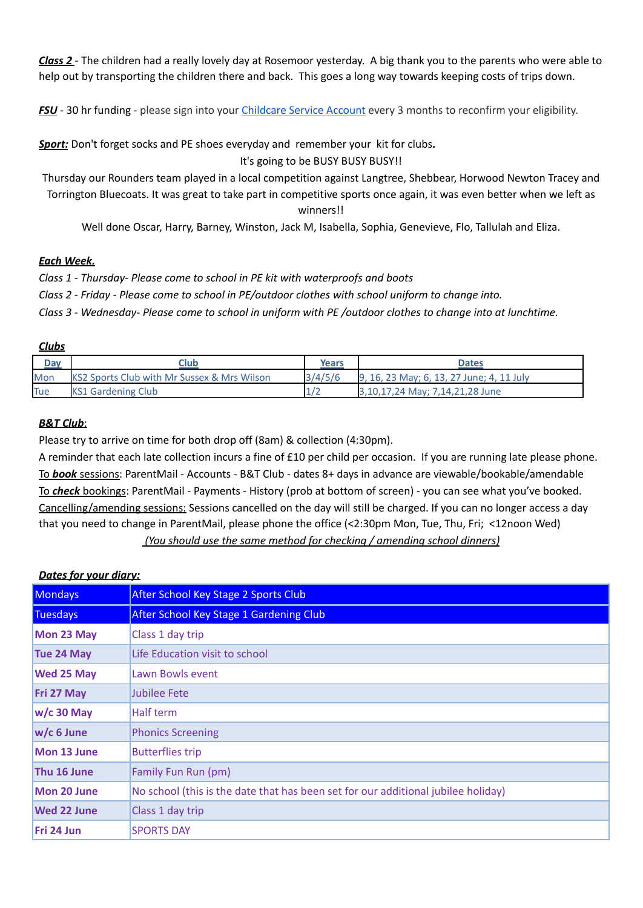***Class 2*** - The children had a really lovely day at Rosemoor yesterday. A big thank you to the parents who were able to help out by transporting the children there and back. This goes a long way towards keeping costs of trips down.

***FSU*** - 30 hr funding - please sign into your Childcare Service Account every 3 months to reconfirm your eligibility.

***Sport:*** Don't forget socks and PE shoes everyday and remember your kit for clubs**.**

It's going to be BUSY BUSY BUSY!!

Thursday our Rounders team played in a local competition against Langtree, Shebbear, Horwood Newton Tracey and Torrington Bluecoats. It was great to take part in competitive sports once again, it was even better when we left as winners!!

Well done Oscar, Harry, Barney, Winston, Jack M, Isabella, Sophia, Genevieve, Flo, Tallulah and Eliza.

***Each Week.***

*Class 1 - Thursday- Please come to school in PE kit with waterproofs and boots*

*Class 2 - Friday - Please come to school in PE/outdoor clothes with school uniform to change into.*

*Class 3 - Wednesday- Please come to school in uniform with PE /outdoor clothes to change into at lunchtime.*

***Clubs***

| Day | Club | Years | Dates |
|---|---|---|---|
| Mon | KS2 Sports Club with Mr Sussex & Mrs Wilson | 3/4/5/6 | 9, 16, 23 May; 6, 13, 27 June; 4, 11 July |
| Tue | KS1 Gardening Club | 1/2 | 3,10,17,24 May; 7,14,21,28 June |

***B&T Club***:

Please try to arrive on time for both drop off (8am) & collection (4:30pm).

A reminder that each late collection incurs a fine of £10 per child per occasion. If you are running late please phone.

To ***book*** sessions: ParentMail - Accounts - B&T Club - dates 8+ days in advance are viewable/bookable/amendable

To ***check*** bookings: ParentMail - Payments - History (prob at bottom of screen) - you can see what you've booked.

Cancelling/amending sessions: Sessions cancelled on the day will still be charged. If you can no longer access a day that you need to change in ParentMail, please phone the office (<2:30pm Mon, Tue, Thu, Fri; <12noon Wed)

*(You should use the same method for checking / amending school dinners)*

***Dates for your diary:***

| | |
|---|---|
| Mondays | After School Key Stage 2 Sports Club |
| Tuesdays | After School Key Stage 1 Gardening Club |
| **Mon 23 May** | Class 1 day trip |
| **Tue 24 May** | Life Education visit to school |
| **Wed 25 May** | Lawn Bowls event |
| **Fri 27 May** | Jubilee Fete |
| **w/c 30 May** | Half term |
| **w/c 6 June** | Phonics Screening |
| **Mon 13 June** | Butterflies trip |
| **Thu 16 June** | Family Fun Run (pm) |
| **Mon 20 June** | No school (this is the date that has been set for our additional jubilee holiday) |
| **Wed 22 June** | Class 1 day trip |
| **Fri 24 Jun** | SPORTS DAY |